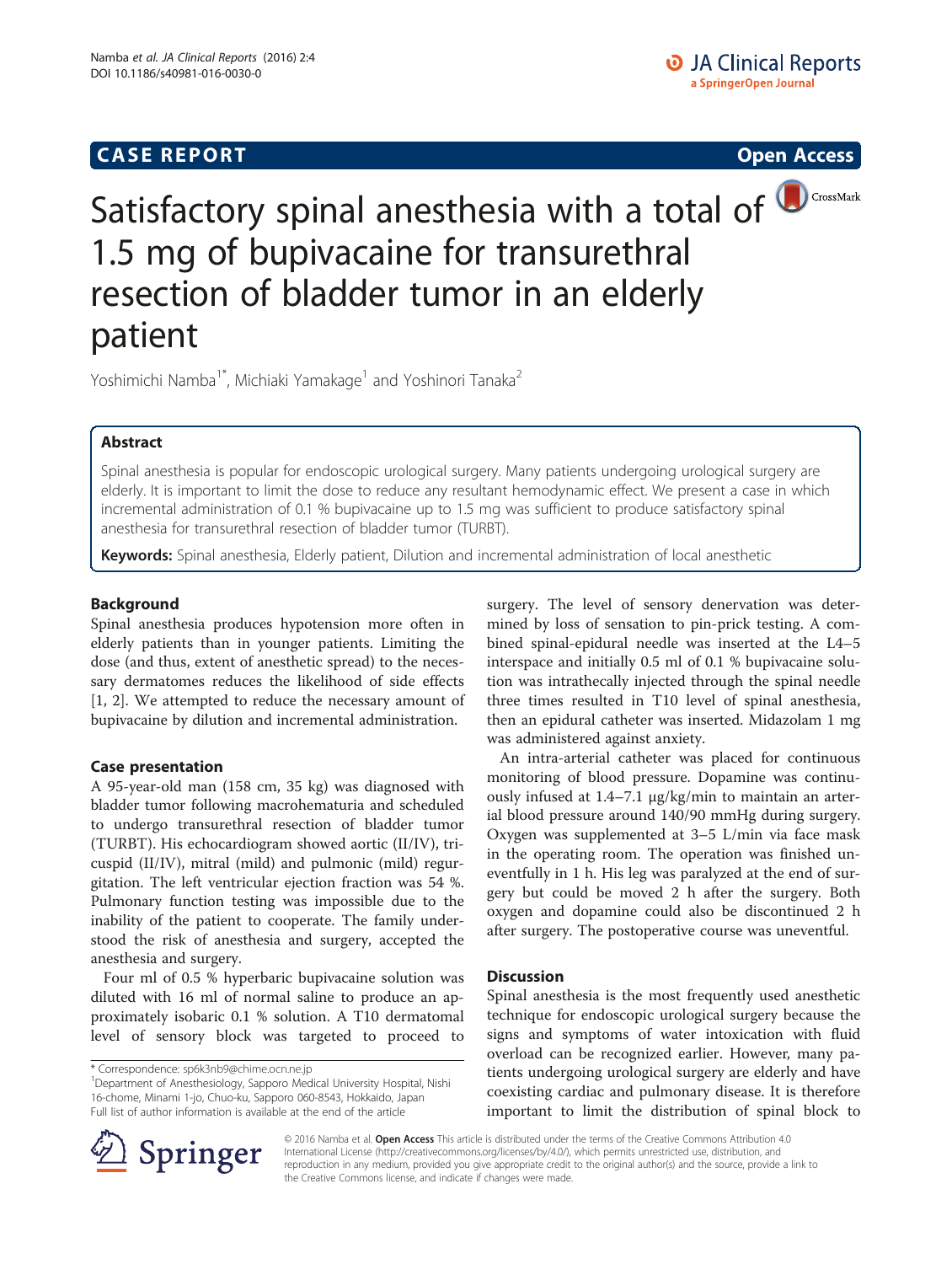CASE REPORT

Open Access

# Satisfactory spinal anesthesia with a total of 1.5 mg of bupivacaine for transurethral resection of bladder tumor in an elderly patient

Yoshimichi Namba[1*], Michiaki Yamakage[1] and Yoshinori Tanaka[2]

## Abstract

Spinal anesthesia is popular for endoscopic urological surgery. Many patients undergoing urological surgery are elderly. It is important to limit the dose to reduce any resultant hemodynamic effect. We present a case in which incremental administration of 0.1 % bupivacaine up to 1.5 mg was sufficient to produce satisfactory spinal anesthesia for transurethral resection of bladder tumor (TURBT).

**Keywords:** Spinal anesthesia, Elderly patient, Dilution and incremental administration of local anesthetic

## Background

Spinal anesthesia produces hypotension more often in elderly patients than in younger patients. Limiting the dose (and thus, extent of anesthetic spread) to the necessary dermatomes reduces the likelihood of side effects [1, 2]. We attempted to reduce the necessary amount of bupivacaine by dilution and incremental administration.

## Case presentation

A 95-year-old man (158 cm, 35 kg) was diagnosed with bladder tumor following macrohematuria and scheduled to undergo transurethral resection of bladder tumor (TURBT). His echocardiogram showed aortic (II/IV), tricuspid (II/IV), mitral (mild) and pulmonic (mild) regurgitation. The left ventricular ejection fraction was 54 %. Pulmonary function testing was impossible due to the inability of the patient to cooperate. The family understood the risk of anesthesia and surgery, accepted the anesthesia and surgery.

Four ml of 0.5 % hyperbaric bupivacaine solution was diluted with 16 ml of normal saline to produce an approximately isobaric 0.1 % solution. A T10 dermatomal level of sensory block was targeted to proceed to surgery. The level of sensory denervation was determined by loss of sensation to pin-prick testing. A combined spinal-epidural needle was inserted at the L4–5 interspace and initially 0.5 ml of 0.1 % bupivacaine solution was intrathecally injected through the spinal needle three times resulted in T10 level of spinal anesthesia, then an epidural catheter was inserted. Midazolam 1 mg was administered against anxiety.

An intra-arterial catheter was placed for continuous monitoring of blood pressure. Dopamine was continuously infused at 1.4–7.1 μg/kg/min to maintain an arterial blood pressure around 140/90 mmHg during surgery. Oxygen was supplemented at 3–5 L/min via face mask in the operating room. The operation was finished uneventfully in 1 h. His leg was paralyzed at the end of surgery but could be moved 2 h after the surgery. Both oxygen and dopamine could also be discontinued 2 h after surgery. The postoperative course was uneventful.

## Discussion

Spinal anesthesia is the most frequently used anesthetic technique for endoscopic urological surgery because the signs and symptoms of water intoxication with fluid overload can be recognized earlier. However, many patients undergoing urological surgery are elderly and have coexisting cardiac and pulmonary disease. It is therefore important to limit the distribution of spinal block to

\* Correspondence: sp6k3nb9@chime.ocn.ne.jp
[1]Department of Anesthesiology, Sapporo Medical University Hospital, Nishi 16-chome, Minami 1-jo, Chuo-ku, Sapporo 060-8543, Hokkaido, Japan
Full list of author information is available at the end of the article

© 2016 Namba et al. **Open Access** This article is distributed under the terms of the Creative Commons Attribution 4.0 International License (http://creativecommons.org/licenses/by/4.0/), which permits unrestricted use, distribution, and reproduction in any medium, provided you give appropriate credit to the original author(s) and the source, provide a link to the Creative Commons license, and indicate if changes were made.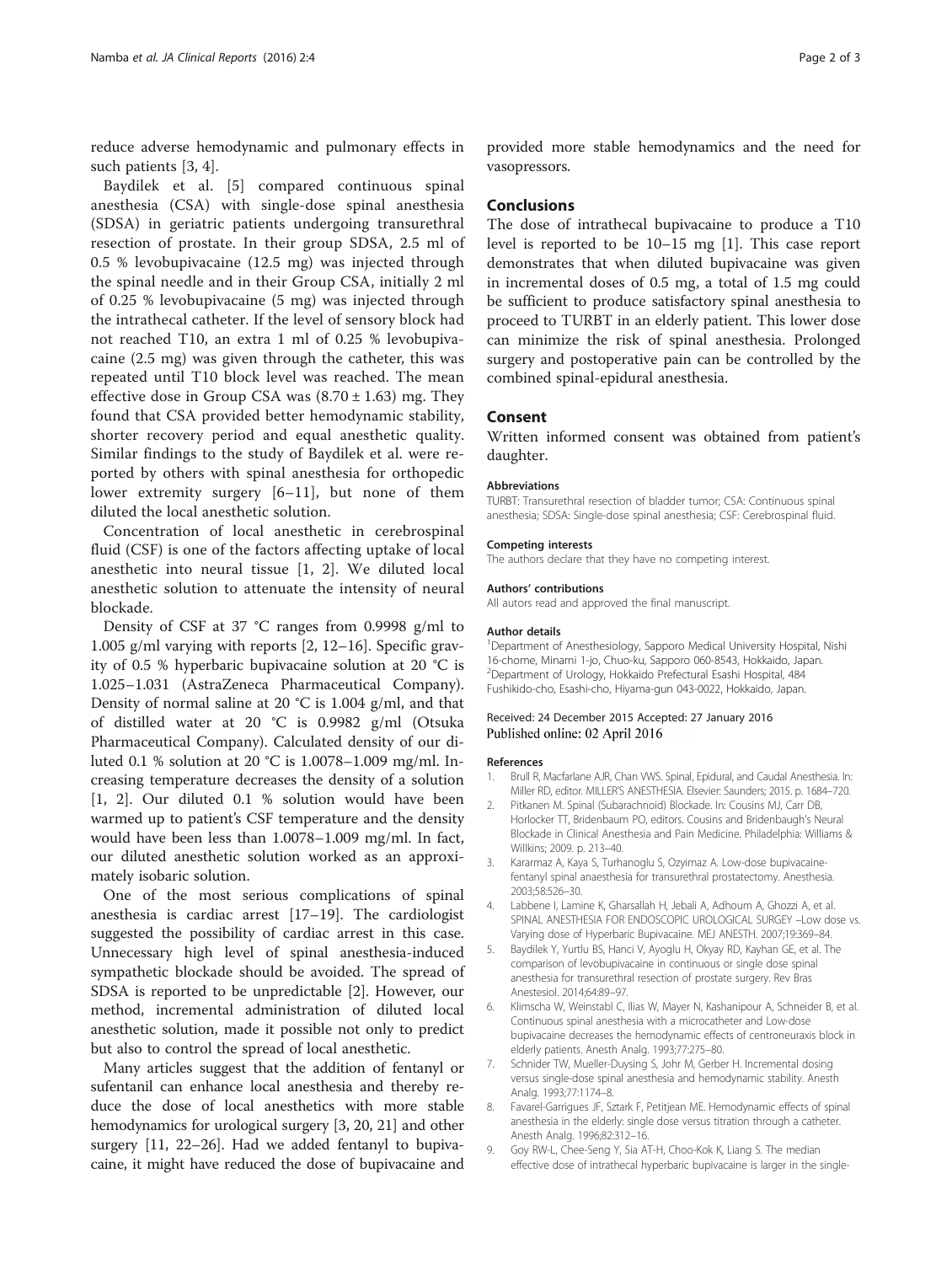reduce adverse hemodynamic and pulmonary effects in such patients [3, 4].

Baydilek et al. [5] compared continuous spinal anesthesia (CSA) with single-dose spinal anesthesia (SDSA) in geriatric patients undergoing transurethral resection of prostate. In their group SDSA, 2.5 ml of 0.5 % levobupivacaine (12.5 mg) was injected through the spinal needle and in their Group CSA, initially 2 ml of 0.25 % levobupivacaine (5 mg) was injected through the intrathecal catheter. If the level of sensory block had not reached T10, an extra 1 ml of 0.25 % levobupivacaine (2.5 mg) was given through the catheter, this was repeated until T10 block level was reached. The mean effective dose in Group CSA was (8.70 ± 1.63) mg. They found that CSA provided better hemodynamic stability, shorter recovery period and equal anesthetic quality. Similar findings to the study of Baydilek et al. were reported by others with spinal anesthesia for orthopedic lower extremity surgery [6–11], but none of them diluted the local anesthetic solution.

Concentration of local anesthetic in cerebrospinal fluid (CSF) is one of the factors affecting uptake of local anesthetic into neural tissue [1, 2]. We diluted local anesthetic solution to attenuate the intensity of neural blockade.

Density of CSF at 37 °C ranges from 0.9998 g/ml to 1.005 g/ml varying with reports [2, 12–16]. Specific gravity of 0.5 % hyperbaric bupivacaine solution at 20 °C is 1.025–1.031 (AstraZeneca Pharmaceutical Company). Density of normal saline at 20 °C is 1.004 g/ml, and that of distilled water at 20 °C is 0.9982 g/ml (Otsuka Pharmaceutical Company). Calculated density of our diluted 0.1 % solution at 20 °C is 1.0078–1.009 mg/ml. Increasing temperature decreases the density of a solution [1, 2]. Our diluted 0.1 % solution would have been warmed up to patient's CSF temperature and the density would have been less than 1.0078–1.009 mg/ml. In fact, our diluted anesthetic solution worked as an approximately isobaric solution.

One of the most serious complications of spinal anesthesia is cardiac arrest [17–19]. The cardiologist suggested the possibility of cardiac arrest in this case. Unnecessary high level of spinal anesthesia-induced sympathetic blockade should be avoided. The spread of SDSA is reported to be unpredictable [2]. However, our method, incremental administration of diluted local anesthetic solution, made it possible not only to predict but also to control the spread of local anesthetic.

Many articles suggest that the addition of fentanyl or sufentanil can enhance local anesthesia and thereby reduce the dose of local anesthetics with more stable hemodynamics for urological surgery [3, 20, 21] and other surgery [11, 22–26]. Had we added fentanyl to bupivacaine, it might have reduced the dose of bupivacaine and provided more stable hemodynamics and the need for vasopressors.

## Conclusions

The dose of intrathecal bupivacaine to produce a T10 level is reported to be 10–15 mg [1]. This case report demonstrates that when diluted bupivacaine was given in incremental doses of 0.5 mg, a total of 1.5 mg could be sufficient to produce satisfactory spinal anesthesia to proceed to TURBT in an elderly patient. This lower dose can minimize the risk of spinal anesthesia. Prolonged surgery and postoperative pain can be controlled by the combined spinal-epidural anesthesia.

## Consent

Written informed consent was obtained from patient's daughter.

#### Abbreviations

TURBT: Transurethral resection of bladder tumor; CSA: Continuous spinal anesthesia; SDSA: Single-dose spinal anesthesia; CSF: Cerebrospinal fluid.

#### Competing interests

The authors declare that they have no competing interest.

#### Authors' contributions

All autors read and approved the final manuscript.

#### Author details

[1]Department of Anesthesiology, Sapporo Medical University Hospital, Nishi 16-chome, Minami 1-jo, Chuo-ku, Sapporo 060-8543, Hokkaido, Japan. [2]Department of Urology, Hokkaido Prefectural Esashi Hospital, 484 Fushikido-cho, Esashi-cho, Hiyama-gun 043-0022, Hokkaido, Japan.

Received: 24 December 2015 Accepted: 27 January 2016
Published online: 02 April 2016

#### References

1. Brull R, Macfarlane AJR, Chan VWS. Spinal, Epidural, and Caudal Anesthesia. In: Miller RD, editor. MILLER'S ANESTHESIA. Elsevier: Saunders; 2015. p. 1684–720.
2. Pitkanen M. Spinal (Subarachnoid) Blockade. In: Cousins MJ, Carr DB, Horlocker TT, Bridenbaum PO, editors. Cousins and Bridenbaugh's Neural Blockade in Clinical Anesthesia and Pain Medicine. Philadelphia: Williams & Willkins; 2009. p. 213–40.
3. Kararmaz A, Kaya S, Turhanoglu S, Ozyimaz A. Low-dose bupivacaine-fentanyl spinal anaesthesia for transurethral prostatectomy. Anesthesia. 2003;58:526–30.
4. Labbene I, Lamine K, Gharsallah H, Jebali A, Adhoum A, Ghozzi A, et al. SPINAL ANESTHESIA FOR ENDOSCOPIC UROLOGICAL SURGEY –Low dose vs. Varying dose of Hyperbaric Bupivacaine. MEJ ANESTH. 2007;19:369–84.
5. Baydilek Y, Yurtlu BS, Hanci V, Ayoglu H, Okyay RD, Kayhan GE, et al. The comparison of levobupivacaine in continuous or single dose spinal anesthesia for transurethral resection of prostate surgery. Rev Bras Anestesiol. 2014;64:89–97.
6. Klimscha W, Weinstabl C, Ilias W, Mayer N, Kashanipour A, Schneider B, et al. Continuous spinal anesthesia with a microcatheter and Low-dose bupivacaine decreases the hemodynamic effects of centroneuraxis block in elderly patients. Anesth Analg. 1993;77:275–80.
7. Schnider TW, Mueller-Duysing S, Johr M, Gerber H. Incremental dosing versus single-dose spinal anesthesia and hemodynamic stability. Anesth Analg. 1993;77:1174–8.
8. Favarel-Garrigues JF, Sztark F, Petitjean ME. Hemodynamic effects of spinal anesthesia in the elderly: single dose versus titration through a catheter. Anesth Analg. 1996;82:312–16.
9. Goy RW-L, Chee-Seng Y, Sia AT-H, Choo-Kok K, Liang S. The median effective dose of intrathecal hyperbaric bupivacaine is larger in the single-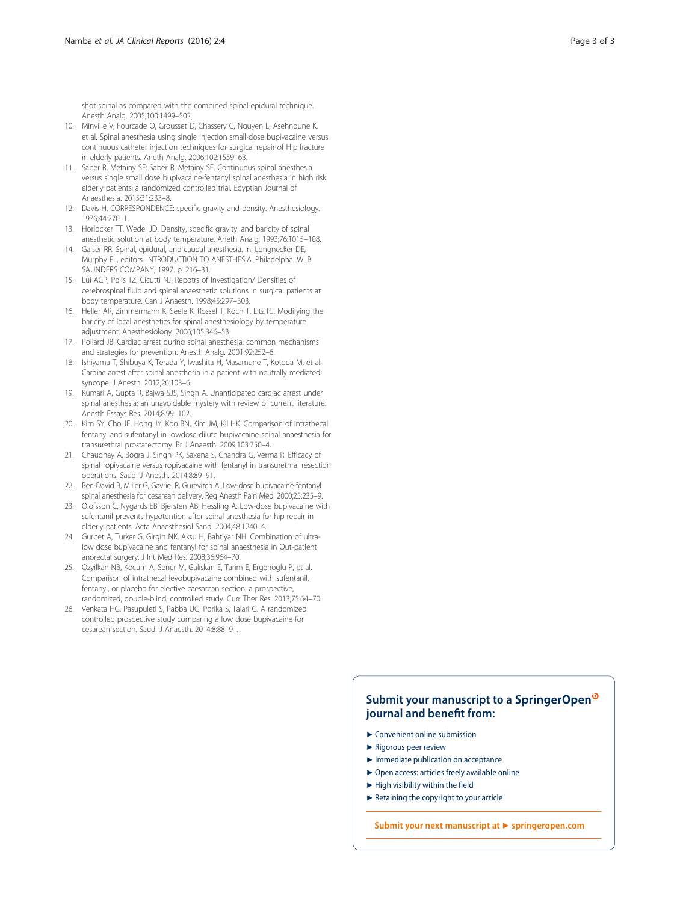shot spinal as compared with the combined spinal-epidural technique. Anesth Analg. 2005;100:1499–502.

10. Minville V, Fourcade O, Grousset D, Chassery C, Nguyen L, Asehnoune K, et al. Spinal anesthesia using single injection small-dose bupivacaine versus continuous catheter injection techniques for surgical repair of Hip fracture in elderly patients. Aneth Analg. 2006;102:1559–63.
11. Saber R, Metainy SE: Saber R, Metainy SE. Continuous spinal anesthesia versus single small dose bupivacaine-fentanyl spinal anesthesia in high risk elderly patients: a randomized controlled trial. Egyptian Journal of Anaesthesia. 2015;31:233–8.
12. Davis H. CORRESPONDENCE: specific gravity and density. Anesthesiology. 1976;44:270–1.
13. Horlocker TT, Wedel JD. Density, specific gravity, and baricity of spinal anesthetic solution at body temperature. Aneth Analg. 1993;76:1015–108.
14. Gaiser RR. Spinal, epidural, and caudal anesthesia. In: Longnecker DE, Murphy FL, editors. INTRODUCTION TO ANESTHESIA. Philadelphia: W. B. SAUNDERS COMPANY; 1997. p. 216–31.
15. Lui ACP, Polis TZ, Cicutti NJ. Repotrs of Investigation/ Densities of cerebrospinal fluid and spinal anaesthetic solutions in surgical patients at body temperature. Can J Anaesth. 1998;45:297–303.
16. Heller AR, Zimmermann K, Seele K, Rossel T, Koch T, Litz RJ. Modifying the baricity of local anesthetics for spinal anesthesiology by temperature adjustment. Anesthesiology. 2006;105:346–53.
17. Pollard JB. Cardiac arrest during spinal anesthesia: common mechanisms and strategies for prevention. Anesth Analg. 2001;92:252–6.
18. Ishiyama T, Shibuya K, Terada Y, Iwashita H, Masamune T, Kotoda M, et al. Cardiac arrest after spinal anesthesia in a patient with neutrally mediated syncope. J Anesth. 2012;26:103–6.
19. Kumari A, Gupta R, Bajwa SJS, Singh A. Unanticipated cardiac arrest under spinal anesthesia: an unavoidable mystery with review of current literature. Anesth Essays Res. 2014;8:99–102.
20. Kim SY, Cho JE, Hong JY, Koo BN, Kim JM, Kil HK. Comparison of intrathecal fentanyl and sufentanyl in lowdose dilute bupivacaine spinal anaesthesia for transurethral prostatectomy. Br J Anaesth. 2009;103:750–4.
21. Chaudhay A, Bogra J, Singh PK, Saxena S, Chandra G, Verma R. Efficacy of spinal ropivacaine versus ropivacaine with fentanyl in transurethral resection operations. Saudi J Anesth. 2014;8:89–91.
22. Ben-David B, Miller G, Gavriel R, Gurevitch A. Low-dose bupivacaine-fentanyl spinal anesthesia for cesarean delivery. Reg Anesth Pain Med. 2000;25:235–9.
23. Olofsson C, Nygards EB, Bjersten AB, Hessling A. Low-dose bupivacaine with sufentanil prevents hypotention after spinal anesthesia for hip repair in elderly patients. Acta Anaesthesiol Sand. 2004;48:1240–4.
24. Gurbet A, Turker G, Girgin NK, Aksu H, Bahtiyar NH. Combination of ultra-low dose bupivacaine and fentanyl for spinal anaesthesia in Out-patient anorectal surgery. J Int Med Res. 2008;36:964–70.
25. Ozyilkan NB, Kocum A, Sener M, Galiskan E, Tarim E, Ergenoglu P, et al. Comparison of intrathecal levobupivacaine combined with sufentanil, fentanyl, or placebo for elective caesarean section: a prospective, randomized, double-blind, controlled study. Curr Ther Res. 2013;75:64–70.
26. Venkata HG, Pasupuleti S, Pabba UG, Porika S, Talari G. A randomized controlled prospective study comparing a low dose bupivacaine for cesarean section. Saudi J Anaesth. 2014;8:88–91.

**Submit your manuscript to a SpringerOpen journal and benefit from:**

- ► Convenient online submission
- ► Rigorous peer review
- ► Immediate publication on acceptance
- ► Open access: articles freely available online
- ► High visibility within the field
- ► Retaining the copyright to your article

**Submit your next manuscript at ► springeropen.com**